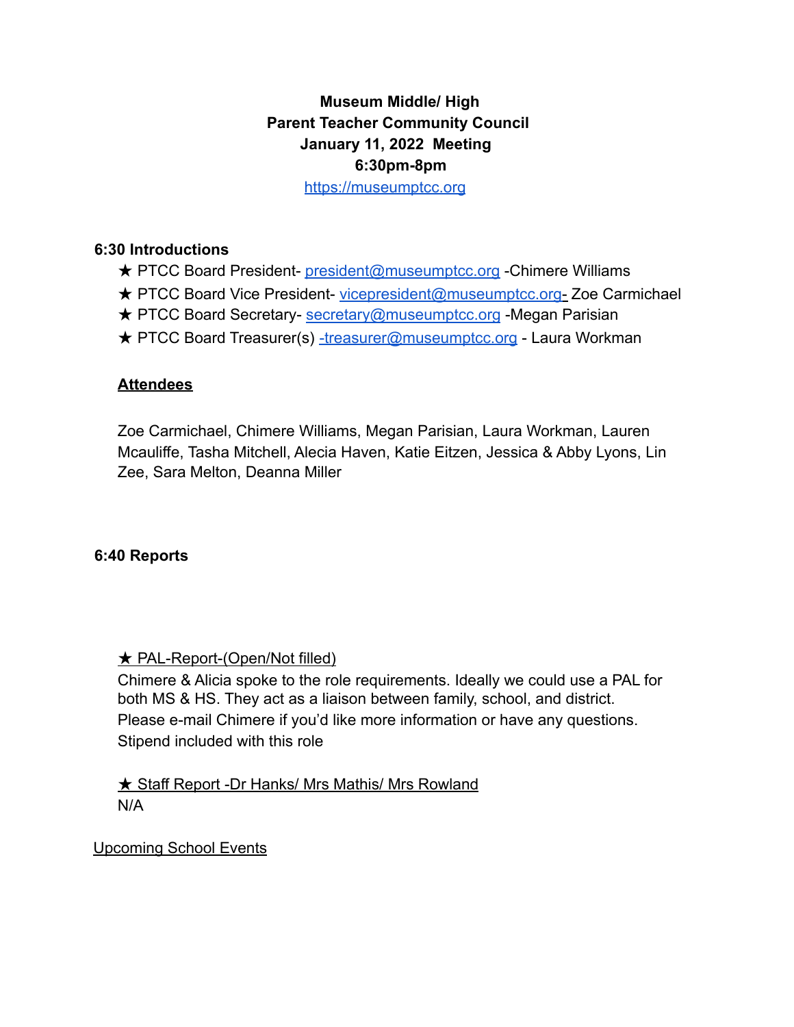**Museum Middle/ High**
**Parent Teacher Community Council**
**January 11, 2022 Meeting**
**6:30pm-8pm**
https://museumptcc.org

**6:30 Introductions**

- ★ PTCC Board President- president@museumptcc.org -Chimere Williams
- ★ PTCC Board Vice President- vicepresident@museumptcc.org- Zoe Carmichael
- ★ PTCC Board Secretary- secretary@museumptcc.org -Megan Parisian
- ★ PTCC Board Treasurer(s) -treasurer@museumptcc.org - Laura Workman

**Attendees**

Zoe Carmichael, Chimere Williams, Megan Parisian, Laura Workman, Lauren Mcauliffe, Tasha Mitchell, Alecia Haven, Katie Eitzen, Jessica & Abby Lyons, Lin Zee, Sara Melton, Deanna Miller

**6:40 Reports**

★ PAL-Report-(Open/Not filled)

Chimere & Alicia spoke to the role requirements. Ideally we could use a PAL for both MS & HS. They act as a liaison between family, school, and district. Please e-mail Chimere if you'd like more information or have any questions. Stipend included with this role

★ Staff Report -Dr Hanks/ Mrs Mathis/ Mrs Rowland

N/A

Upcoming School Events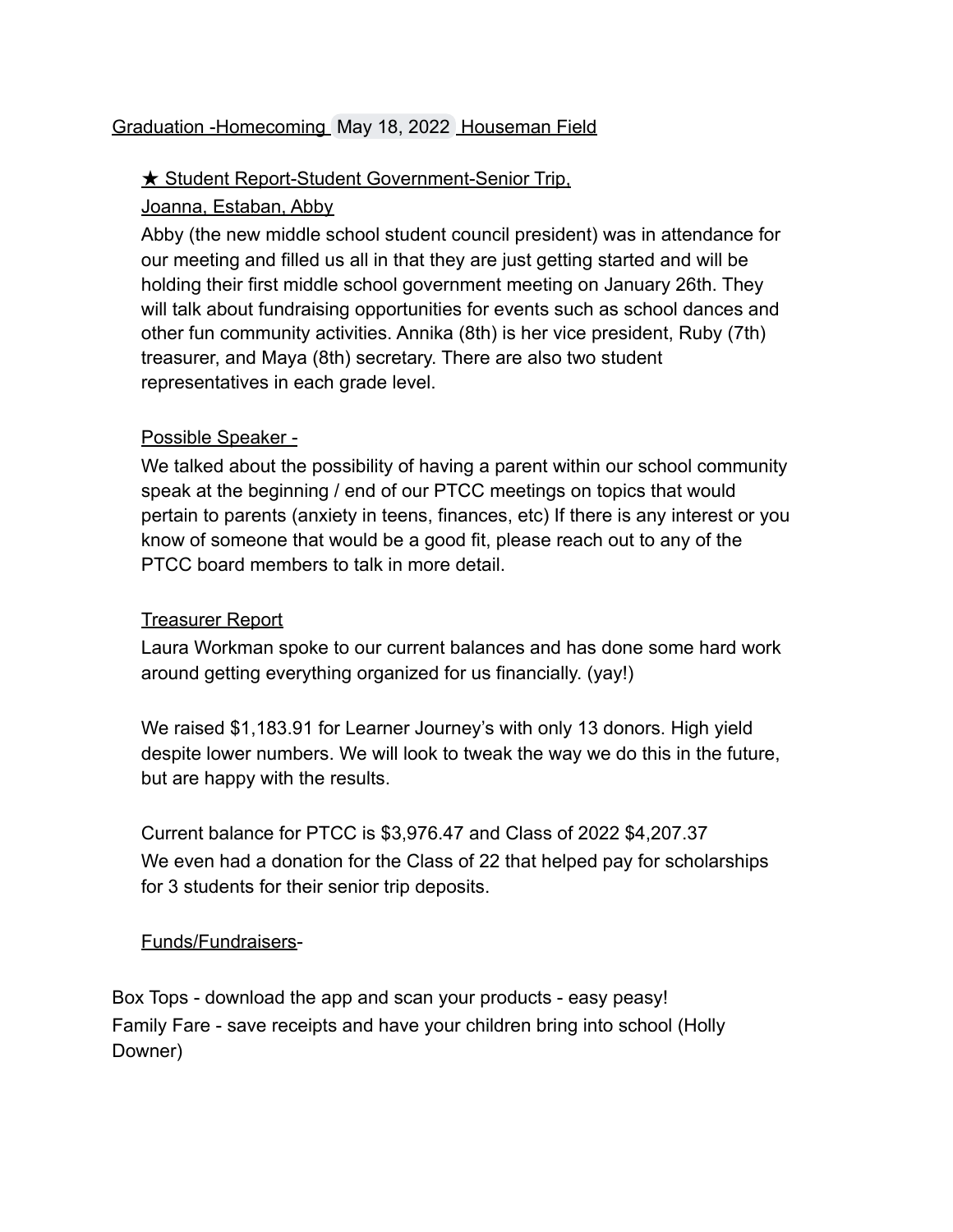Graduation -Homecoming May 18, 2022 Houseman Field

★ Student Report-Student Government-Senior Trip,
Joanna, Estaban, Abby

Abby (the new middle school student council president) was in attendance for our meeting and filled us all in that they are just getting started and will be holding their first middle school government meeting on January 26th. They will talk about fundraising opportunities for events such as school dances and other fun community activities. Annika (8th) is her vice president, Ruby (7th) treasurer, and Maya (8th) secretary. There are also two student representatives in each grade level.

Possible Speaker -

We talked about the possibility of having a parent within our school community speak at the beginning / end of our PTCC meetings on topics that would pertain to parents (anxiety in teens, finances, etc) If there is any interest or you know of someone that would be a good fit, please reach out to any of the PTCC board members to talk in more detail.

Treasurer Report

Laura Workman spoke to our current balances and has done some hard work around getting everything organized for us financially. (yay!)

We raised $1,183.91 for Learner Journey's with only 13 donors. High yield despite lower numbers. We will look to tweak the way we do this in the future, but are happy with the results.

Current balance for PTCC is $3,976.47 and Class of 2022 $4,207.37
We even had a donation for the Class of 22 that helped pay for scholarships for 3 students for their senior trip deposits.

Funds/Fundraisers-

Box Tops - download the app and scan your products - easy peasy!
Family Fare - save receipts and have your children bring into school (Holly Downer)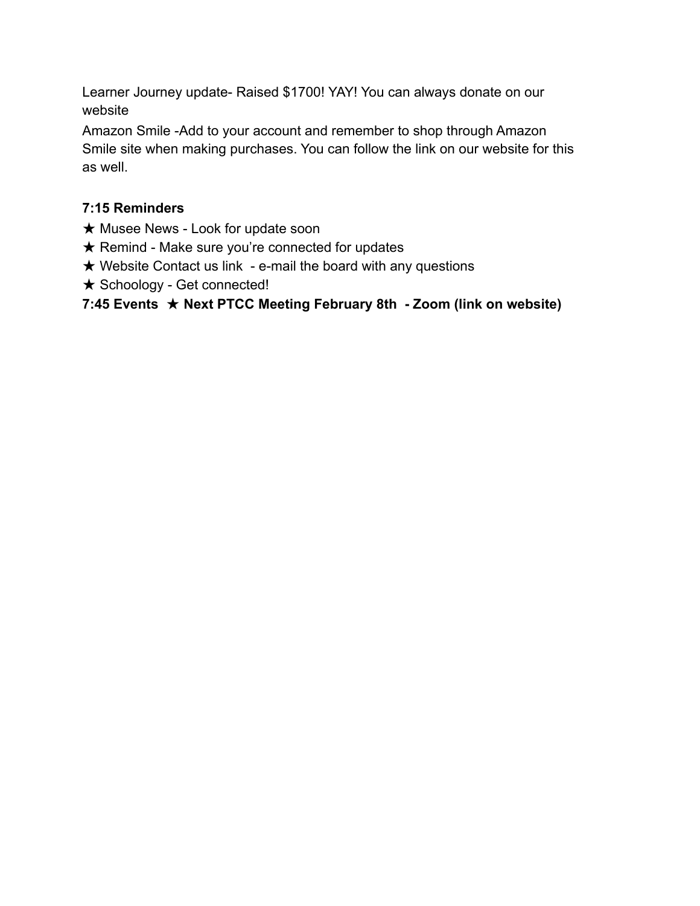Learner Journey update- Raised $1700! YAY! You can always donate on our website

Amazon Smile -Add to your account and remember to shop through Amazon Smile site when making purchases. You can follow the link on our website for this as well.

**7:15 Reminders**

★ Musee News - Look for update soon

★ Remind - Make sure you're connected for updates

★ Website Contact us link - e-mail the board with any questions

★ Schoology - Get connected!

**7:45 Events ★ Next PTCC Meeting February 8th - Zoom (link on website)**